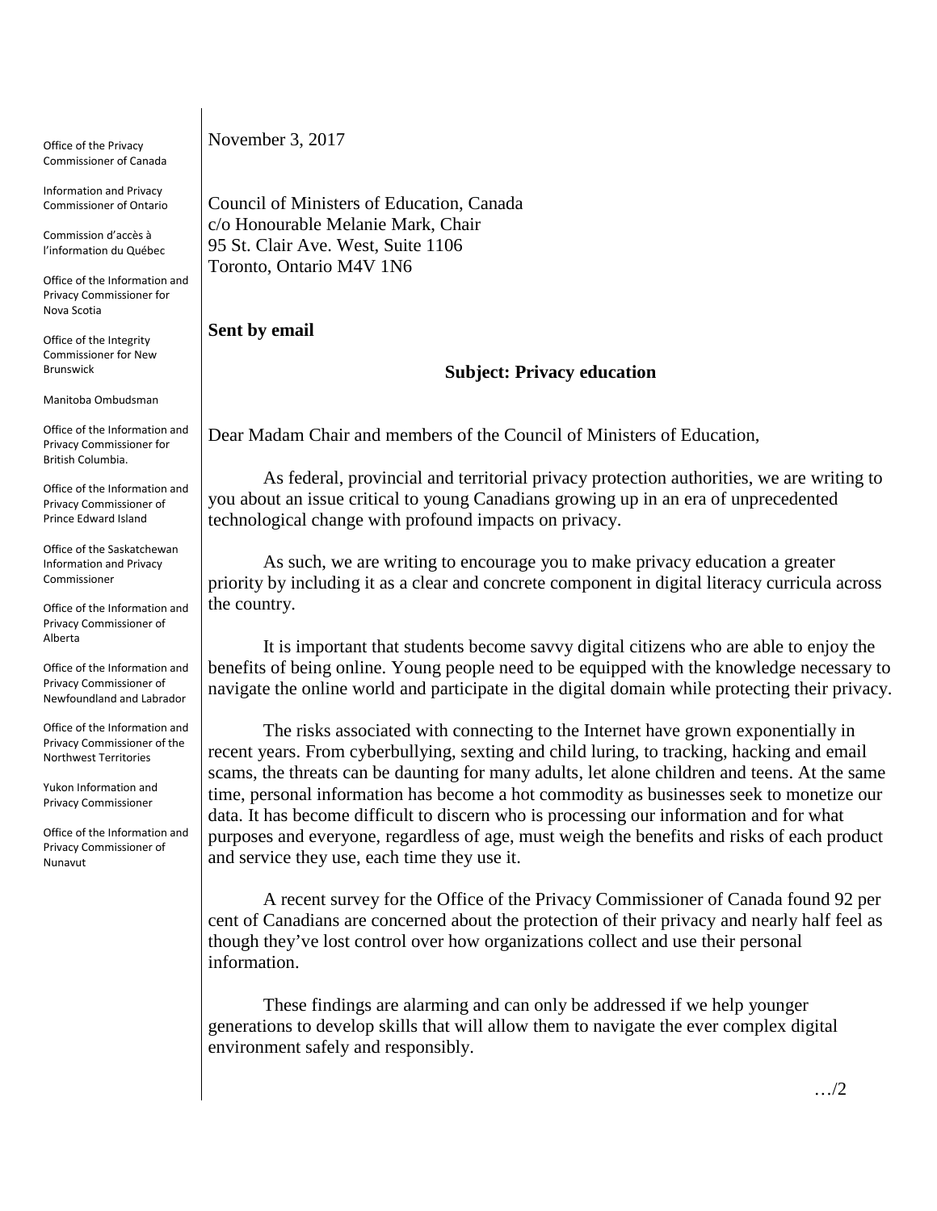Office of the Privacy Commissioner of Canada

Information and Privacy Commissioner of Ontario

Commission d'accès à l'information du Québec

Office of the Information and Privacy Commissioner for Nova Scotia

Office of the Integrity Commissioner for New Brunswick

Manitoba Ombudsman

Office of the Information and Privacy Commissioner for British Columbia.

Office of the Information and Privacy Commissioner of Prince Edward Island

Office of the Saskatchewan Information and Privacy Commissioner

Office of the Information and Privacy Commissioner of Alberta

Office of the Information and Privacy Commissioner of Newfoundland and Labrador

Office of the Information and Privacy Commissioner of the Northwest Territories

Yukon Information and Privacy Commissioner

Office of the Information and Privacy Commissioner of Nunavut

November 3, 2017

Council of Ministers of Education, Canada
c/o Honourable Melanie Mark, Chair
95 St. Clair Ave. West, Suite 1106
Toronto, Ontario M4V 1N6

**Sent by email**

**Subject: Privacy education**

Dear Madam Chair and members of the Council of Ministers of Education,

As federal, provincial and territorial privacy protection authorities, we are writing to you about an issue critical to young Canadians growing up in an era of unprecedented technological change with profound impacts on privacy.

As such, we are writing to encourage you to make privacy education a greater priority by including it as a clear and concrete component in digital literacy curricula across the country.

It is important that students become savvy digital citizens who are able to enjoy the benefits of being online. Young people need to be equipped with the knowledge necessary to navigate the online world and participate in the digital domain while protecting their privacy.

The risks associated with connecting to the Internet have grown exponentially in recent years. From cyberbullying, sexting and child luring, to tracking, hacking and email scams, the threats can be daunting for many adults, let alone children and teens. At the same time, personal information has become a hot commodity as businesses seek to monetize our data. It has become difficult to discern who is processing our information and for what purposes and everyone, regardless of age, must weigh the benefits and risks of each product and service they use, each time they use it.

A recent survey for the Office of the Privacy Commissioner of Canada found 92 per cent of Canadians are concerned about the protection of their privacy and nearly half feel as though they've lost control over how organizations collect and use their personal information.

These findings are alarming and can only be addressed if we help younger generations to develop skills that will allow them to navigate the ever complex digital environment safely and responsibly.

…/2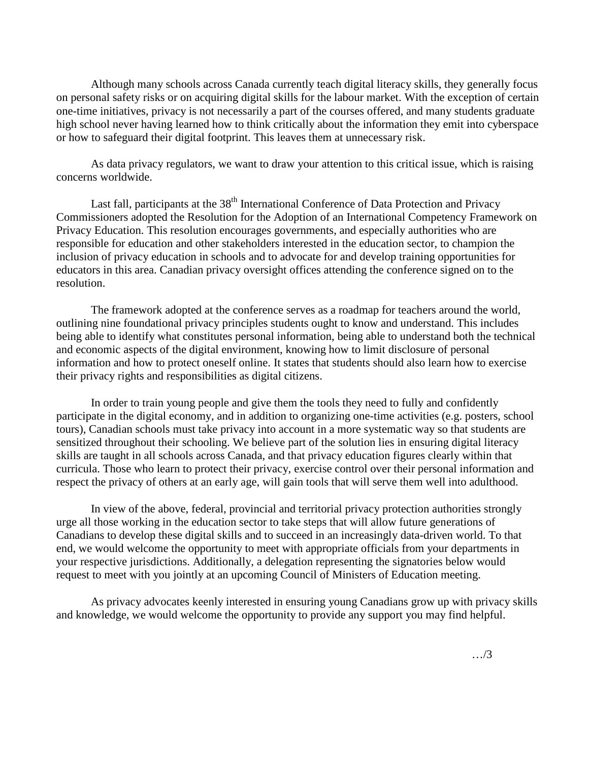Although many schools across Canada currently teach digital literacy skills, they generally focus on personal safety risks or on acquiring digital skills for the labour market. With the exception of certain one-time initiatives, privacy is not necessarily a part of the courses offered, and many students graduate high school never having learned how to think critically about the information they emit into cyberspace or how to safeguard their digital footprint. This leaves them at unnecessary risk.

As data privacy regulators, we want to draw your attention to this critical issue, which is raising concerns worldwide.

Last fall, participants at the 38th International Conference of Data Protection and Privacy Commissioners adopted the Resolution for the Adoption of an International Competency Framework on Privacy Education. This resolution encourages governments, and especially authorities who are responsible for education and other stakeholders interested in the education sector, to champion the inclusion of privacy education in schools and to advocate for and develop training opportunities for educators in this area. Canadian privacy oversight offices attending the conference signed on to the resolution.

The framework adopted at the conference serves as a roadmap for teachers around the world, outlining nine foundational privacy principles students ought to know and understand. This includes being able to identify what constitutes personal information, being able to understand both the technical and economic aspects of the digital environment, knowing how to limit disclosure of personal information and how to protect oneself online. It states that students should also learn how to exercise their privacy rights and responsibilities as digital citizens.

In order to train young people and give them the tools they need to fully and confidently participate in the digital economy, and in addition to organizing one-time activities (e.g. posters, school tours), Canadian schools must take privacy into account in a more systematic way so that students are sensitized throughout their schooling. We believe part of the solution lies in ensuring digital literacy skills are taught in all schools across Canada, and that privacy education figures clearly within that curricula. Those who learn to protect their privacy, exercise control over their personal information and respect the privacy of others at an early age, will gain tools that will serve them well into adulthood.

In view of the above, federal, provincial and territorial privacy protection authorities strongly urge all those working in the education sector to take steps that will allow future generations of Canadians to develop these digital skills and to succeed in an increasingly data-driven world. To that end, we would welcome the opportunity to meet with appropriate officials from your departments in your respective jurisdictions. Additionally, a delegation representing the signatories below would request to meet with you jointly at an upcoming Council of Ministers of Education meeting.

As privacy advocates keenly interested in ensuring young Canadians grow up with privacy skills and knowledge, we would welcome the opportunity to provide any support you may find helpful.

…/3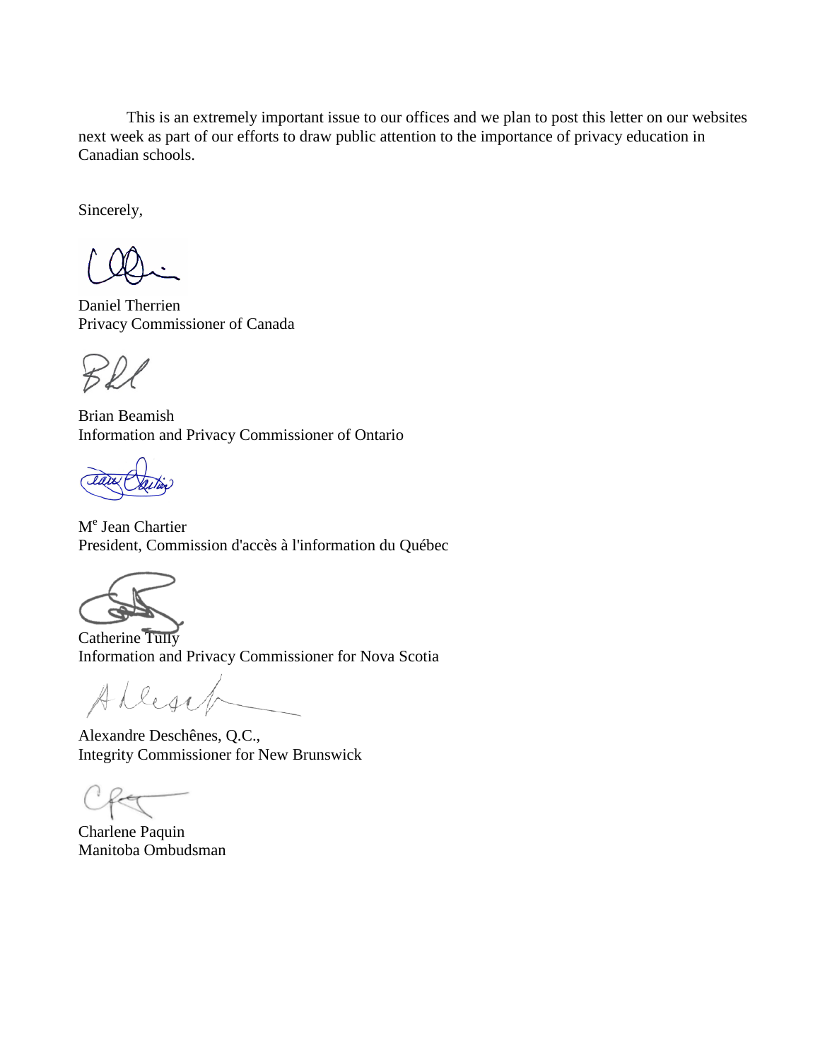This is an extremely important issue to our offices and we plan to post this letter on our websites next week as part of our efforts to draw public attention to the importance of privacy education in Canadian schools.

Sincerely,

Daniel Therrien
Privacy Commissioner of Canada

Brian Beamish
Information and Privacy Commissioner of Ontario

M[e] Jean Chartier
President, Commission d'accès à l'information du Québec

Catherine Tully
Information and Privacy Commissioner for Nova Scotia

Alexandre Deschênes, Q.C.,
Integrity Commissioner for New Brunswick

Charlene Paquin
Manitoba Ombudsman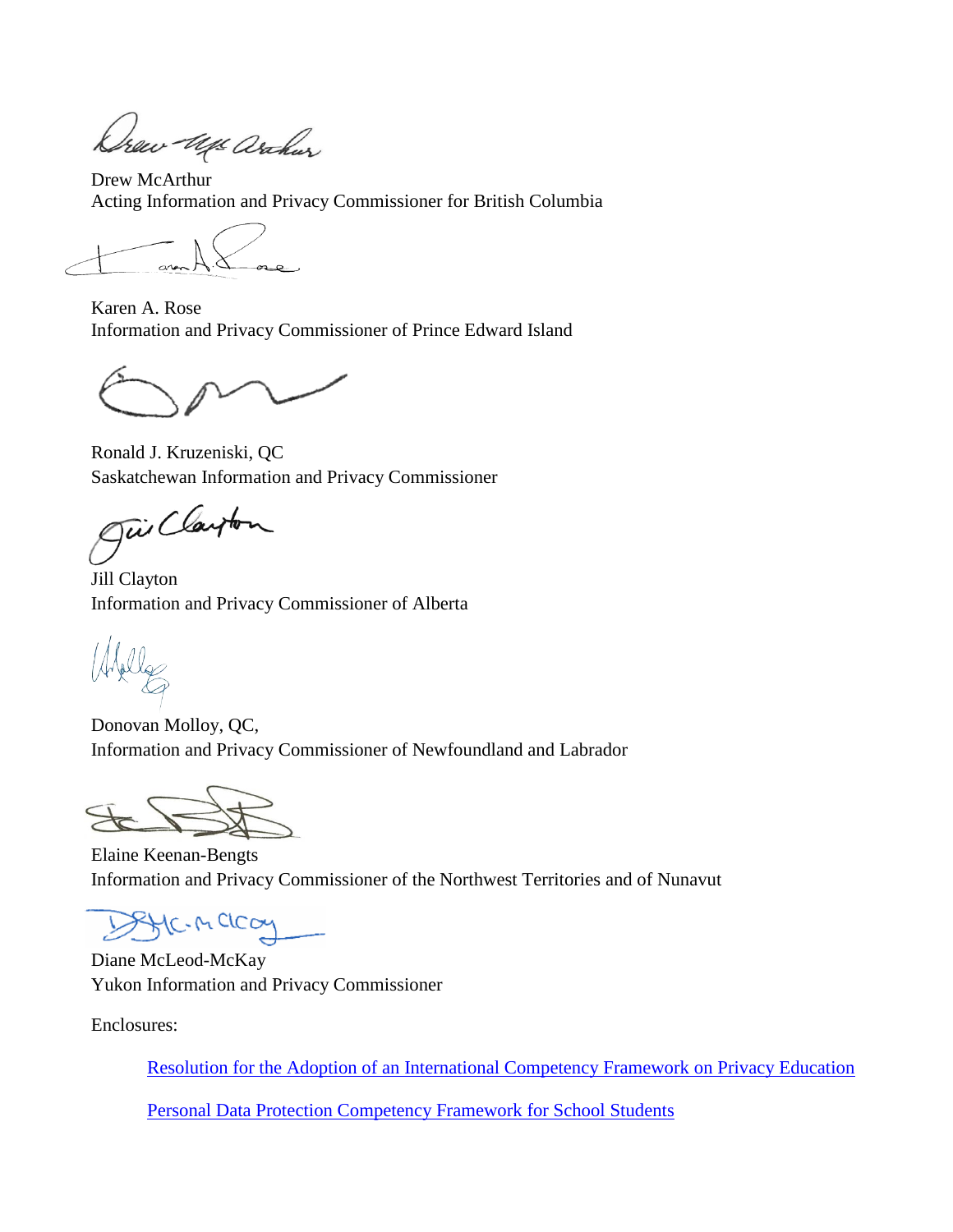Drew McArthur
Acting Information and Privacy Commissioner for British Columbia

Karen A. Rose
Information and Privacy Commissioner of Prince Edward Island

Ronald J. Kruzeniski, QC
Saskatchewan Information and Privacy Commissioner

Jill Clayton
Information and Privacy Commissioner of Alberta

Donovan Molloy, QC,
Information and Privacy Commissioner of Newfoundland and Labrador

Elaine Keenan-Bengts
Information and Privacy Commissioner of the Northwest Territories and of Nunavut

Diane McLeod-McKay
Yukon Information and Privacy Commissioner

Enclosures:

Resolution for the Adoption of an International Competency Framework on Privacy Education

Personal Data Protection Competency Framework for School Students